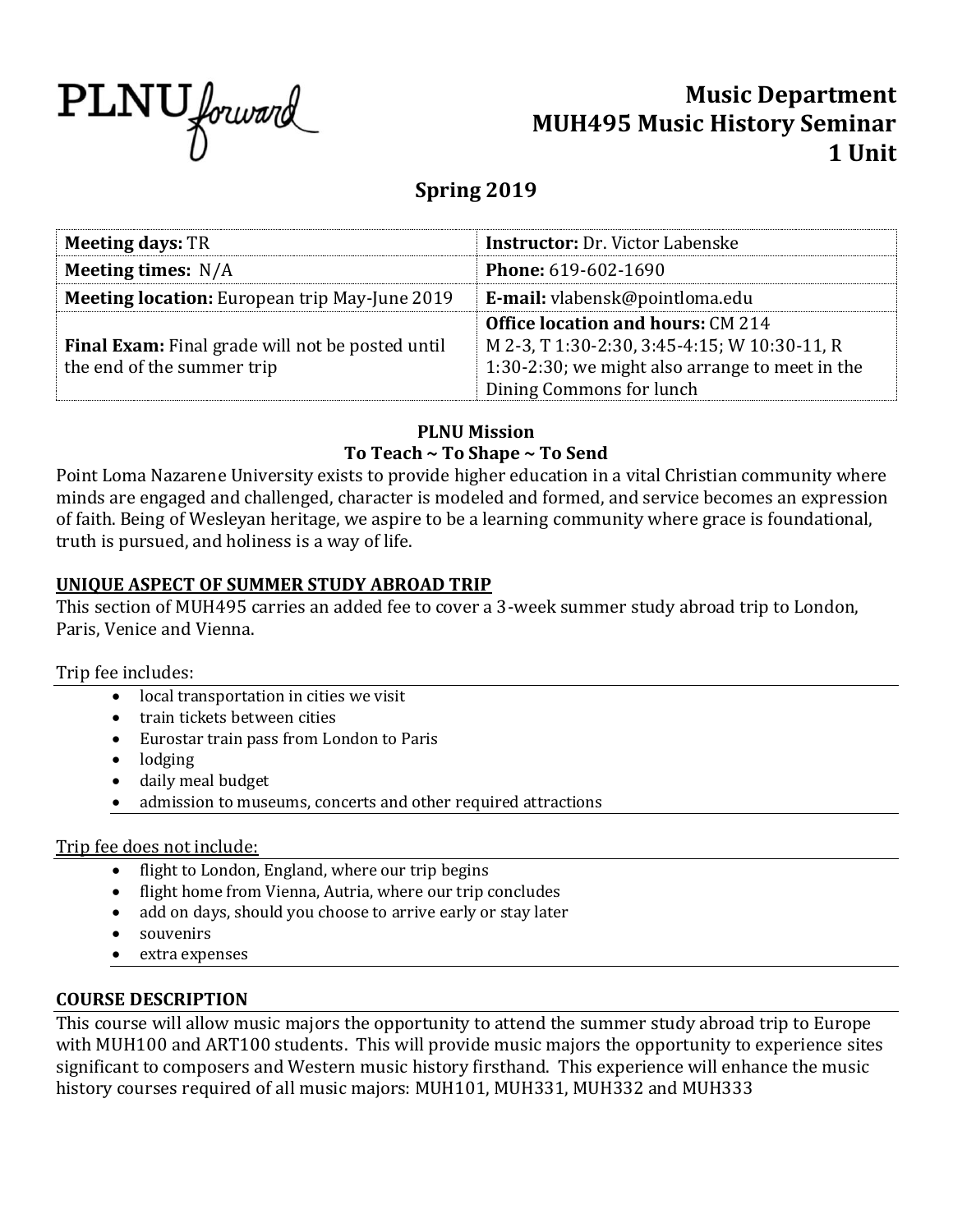PLNU forward

# Music Department
# MUH495 Music History Seminar
# 1 Unit

## Spring 2019

| | |
|---|---|
| **Meeting days:** TR | **Instructor:** Dr. Victor Labenske |
| **Meeting times:** N/A | **Phone:** 619-602-1690 |
| **Meeting location:** European trip May-June 2019 | **E-mail:** vlabensk@pointloma.edu |
| **Final Exam:** Final grade will not be posted until the end of the summer trip | **Office location and hours:** CM 214<br>M 2-3, T 1:30-2:30, 3:45-4:15; W 10:30-11, R 1:30-2:30; we might also arrange to meet in the Dining Commons for lunch |

**PLNU Mission**
**To Teach ~ To Shape ~ To Send**

Point Loma Nazarene University exists to provide higher education in a vital Christian community where minds are engaged and challenged, character is modeled and formed, and service becomes an expression of faith. Being of Wesleyan heritage, we aspire to be a learning community where grace is foundational, truth is pursued, and holiness is a way of life.

### UNIQUE ASPECT OF SUMMER STUDY ABROAD TRIP

This section of MUH495 carries an added fee to cover a 3-week summer study abroad trip to London, Paris, Venice and Vienna.

Trip fee includes:

- local transportation in cities we visit
- train tickets between cities
- Eurostar train pass from London to Paris
- lodging
- daily meal budget
- admission to museums, concerts and other required attractions

Trip fee does not include:

- flight to London, England, where our trip begins
- flight home from Vienna, Autria, where our trip concludes
- add on days, should you choose to arrive early or stay later
- souvenirs
- extra expenses

### COURSE DESCRIPTION

This course will allow music majors the opportunity to attend the summer study abroad trip to Europe with MUH100 and ART100 students. This will provide music majors the opportunity to experience sites significant to composers and Western music history firsthand. This experience will enhance the music history courses required of all music majors: MUH101, MUH331, MUH332 and MUH333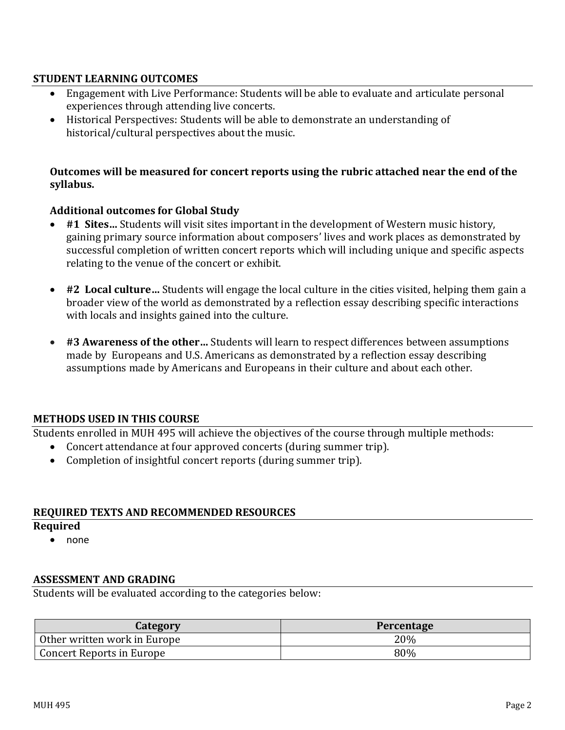## STUDENT LEARNING OUTCOMES

- Engagement with Live Performance: Students will be able to evaluate and articulate personal experiences through attending live concerts.
- Historical Perspectives: Students will be able to demonstrate an understanding of historical/cultural perspectives about the music.

**Outcomes will be measured for concert reports using the rubric attached near the end of the syllabus.**

**Additional outcomes for Global Study**

- **#1 Sites…** Students will visit sites important in the development of Western music history, gaining primary source information about composers' lives and work places as demonstrated by successful completion of written concert reports which will including unique and specific aspects relating to the venue of the concert or exhibit.

- **#2 Local culture…** Students will engage the local culture in the cities visited, helping them gain a broader view of the world as demonstrated by a reflection essay describing specific interactions with locals and insights gained into the culture.

- **#3 Awareness of the other…** Students will learn to respect differences between assumptions made by Europeans and U.S. Americans as demonstrated by a reflection essay describing assumptions made by Americans and Europeans in their culture and about each other.

## METHODS USED IN THIS COURSE

Students enrolled in MUH 495 will achieve the objectives of the course through multiple methods:

- Concert attendance at four approved concerts (during summer trip).
- Completion of insightful concert reports (during summer trip).

## REQUIRED TEXTS AND RECOMMENDED RESOURCES

**Required**

- none

## ASSESSMENT AND GRADING

Students will be evaluated according to the categories below:

| Category | Percentage |
| --- | --- |
| Other written work in Europe | 20% |
| Concert Reports in Europe | 80% |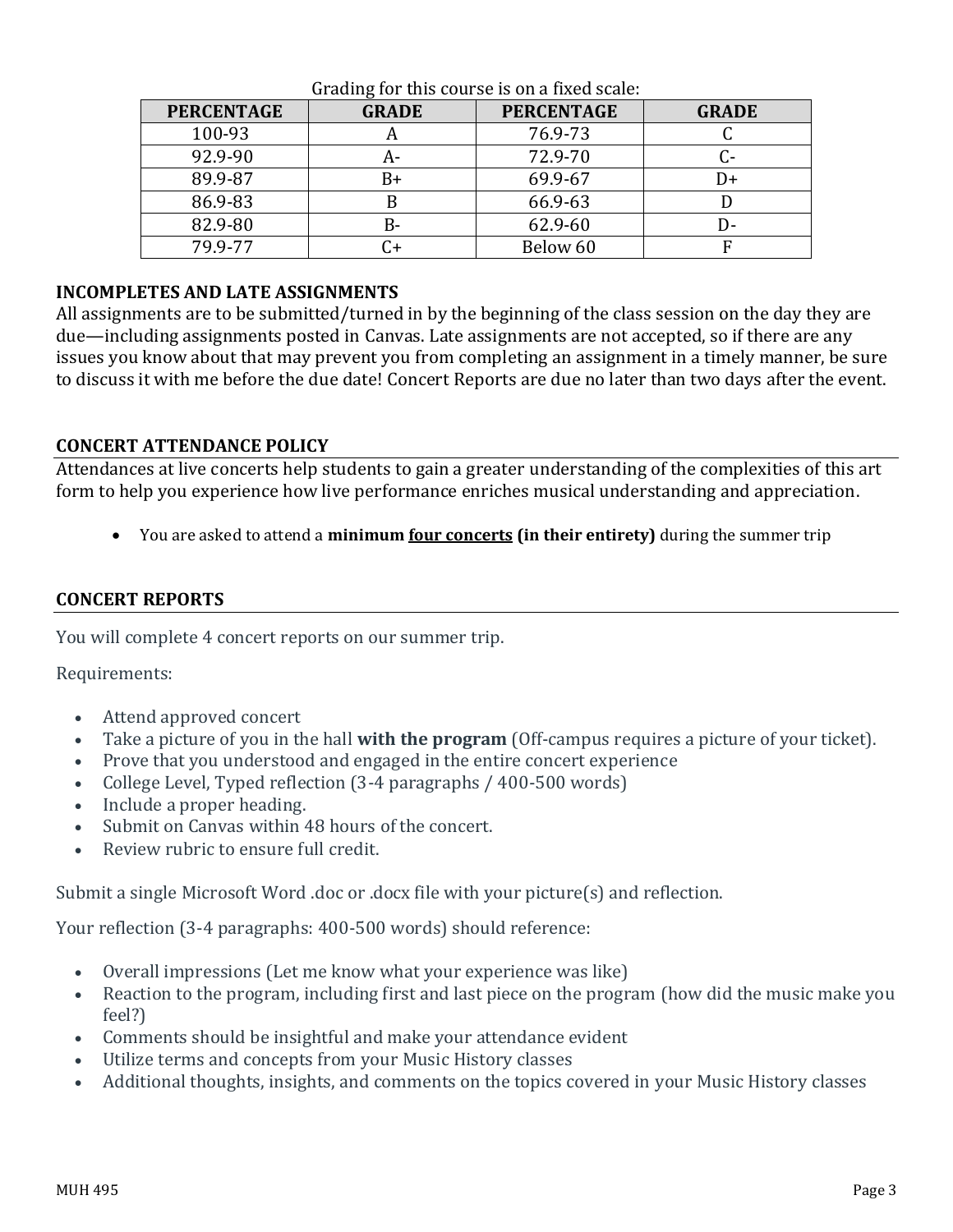Grading for this course is on a fixed scale:

| PERCENTAGE | GRADE | PERCENTAGE | GRADE |
|---|---|---|---|
| 100-93 | A | 76.9-73 | C |
| 92.9-90 | A- | 72.9-70 | C- |
| 89.9-87 | B+ | 69.9-67 | D+ |
| 86.9-83 | B | 66.9-63 | D |
| 82.9-80 | B- | 62.9-60 | D- |
| 79.9-77 | C+ | Below 60 | F |

## INCOMPLETES AND LATE ASSIGNMENTS

All assignments are to be submitted/turned in by the beginning of the class session on the day they are due—including assignments posted in Canvas. Late assignments are not accepted, so if there are any issues you know about that may prevent you from completing an assignment in a timely manner, be sure to discuss it with me before the due date! Concert Reports are due no later than two days after the event.

## CONCERT ATTENDANCE POLICY

Attendances at live concerts help students to gain a greater understanding of the complexities of this art form to help you experience how live performance enriches musical understanding and appreciation.

- You are asked to attend a **minimum <u>four concerts</u> (in their entirety)** during the summer trip

## CONCERT REPORTS

You will complete 4 concert reports on our summer trip.

Requirements:

- Attend approved concert
- Take a picture of you in the hall **with the program** (Off-campus requires a picture of your ticket).
- Prove that you understood and engaged in the entire concert experience
- College Level, Typed reflection (3-4 paragraphs / 400-500 words)
- Include a proper heading.
- Submit on Canvas within 48 hours of the concert.
- Review rubric to ensure full credit.

Submit a single Microsoft Word .doc or .docx file with your picture(s) and reflection.

Your reflection (3-4 paragraphs: 400-500 words) should reference:

- Overall impressions (Let me know what your experience was like)
- Reaction to the program, including first and last piece on the program (how did the music make you feel?)
- Comments should be insightful and make your attendance evident
- Utilize terms and concepts from your Music History classes
- Additional thoughts, insights, and comments on the topics covered in your Music History classes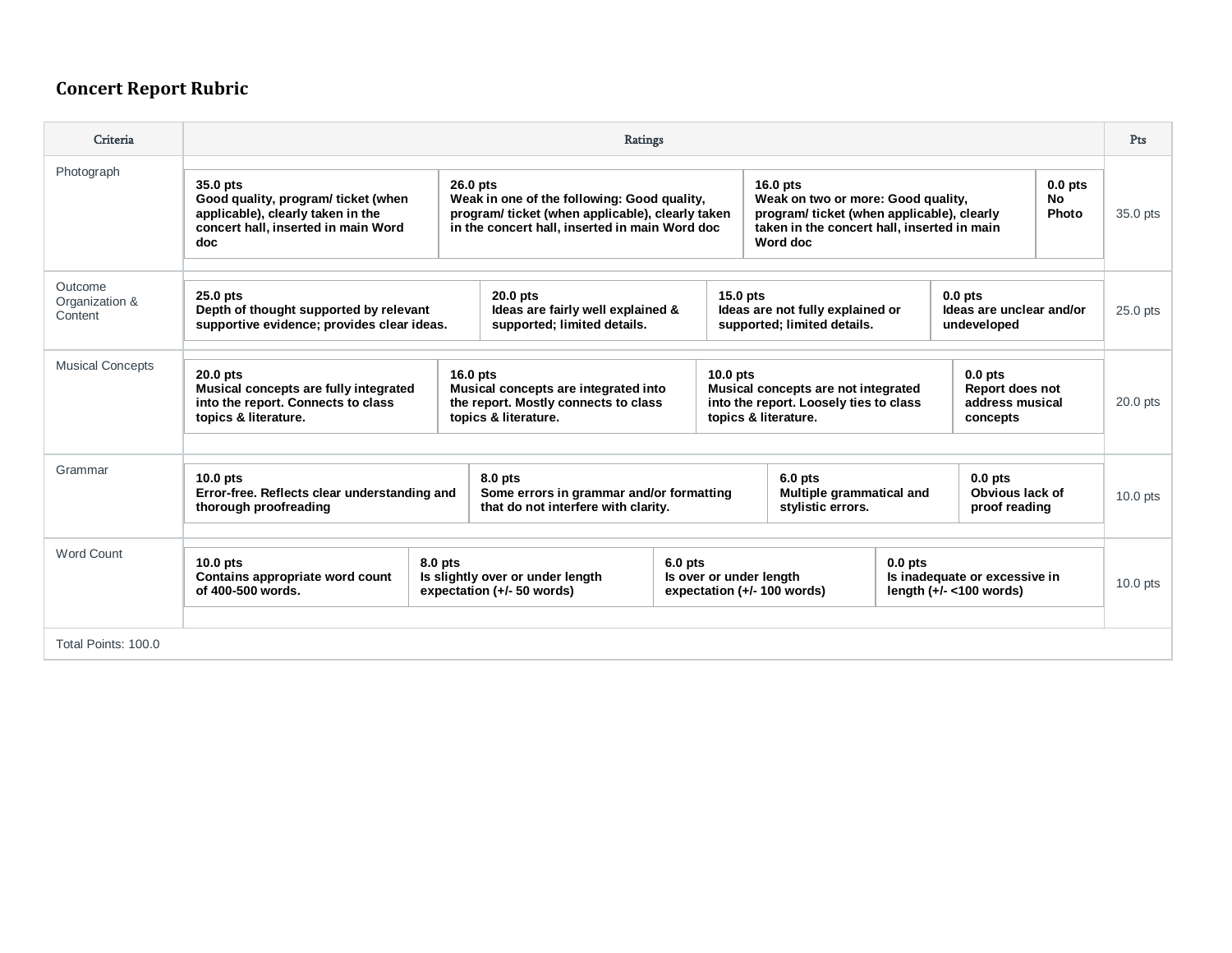## Concert Report Rubric

| Criteria | Ratings | | | | Pts |
|---|---|---|---|---|---|
| Photograph | **35.0 pts** **Good quality, program/ ticket (when applicable), clearly taken in the concert hall, inserted in main Word doc** | **26.0 pts** **Weak in one of the following: Good quality, program/ ticket (when applicable), clearly taken in the concert hall, inserted in main Word doc** | **16.0 pts** **Weak on two or more: Good quality, program/ ticket (when applicable), clearly taken in the concert hall, inserted in main Word doc** | **0.0 pts** **No Photo** | 35.0 pts |
| Outcome Organization & Content | **25.0 pts** **Depth of thought supported by relevant supportive evidence; provides clear ideas.** | **20.0 pts** **Ideas are fairly well explained & supported; limited details.** | **15.0 pts** **Ideas are not fully explained or supported; limited details.** | **0.0 pts** **Ideas are unclear and/or undeveloped** | 25.0 pts |
| Musical Concepts | **20.0 pts** **Musical concepts are fully integrated into the report. Connects to class topics & literature.** | **16.0 pts** **Musical concepts are integrated into the report. Mostly connects to class topics & literature.** | **10.0 pts** **Musical concepts are not integrated into the report. Loosely ties to class topics & literature.** | **0.0 pts** **Report does not address musical concepts** | 20.0 pts |
| Grammar | **10.0 pts** **Error-free. Reflects clear understanding and thorough proofreading** | **8.0 pts** **Some errors in grammar and/or formatting that do not interfere with clarity.** | **6.0 pts** **Multiple grammatical and stylistic errors.** | **0.0 pts** **Obvious lack of proof reading** | 10.0 pts |
| Word Count | **10.0 pts** **Contains appropriate word count of 400-500 words.** | **8.0 pts** **Is slightly over or under length expectation (+/- 50 words)** | **6.0 pts** **Is over or under length expectation (+/- 100 words)** | **0.0 pts** **Is inadequate or excessive in length (+/- <100 words)** | 10.0 pts |
| Total Points: 100.0 | | | | | |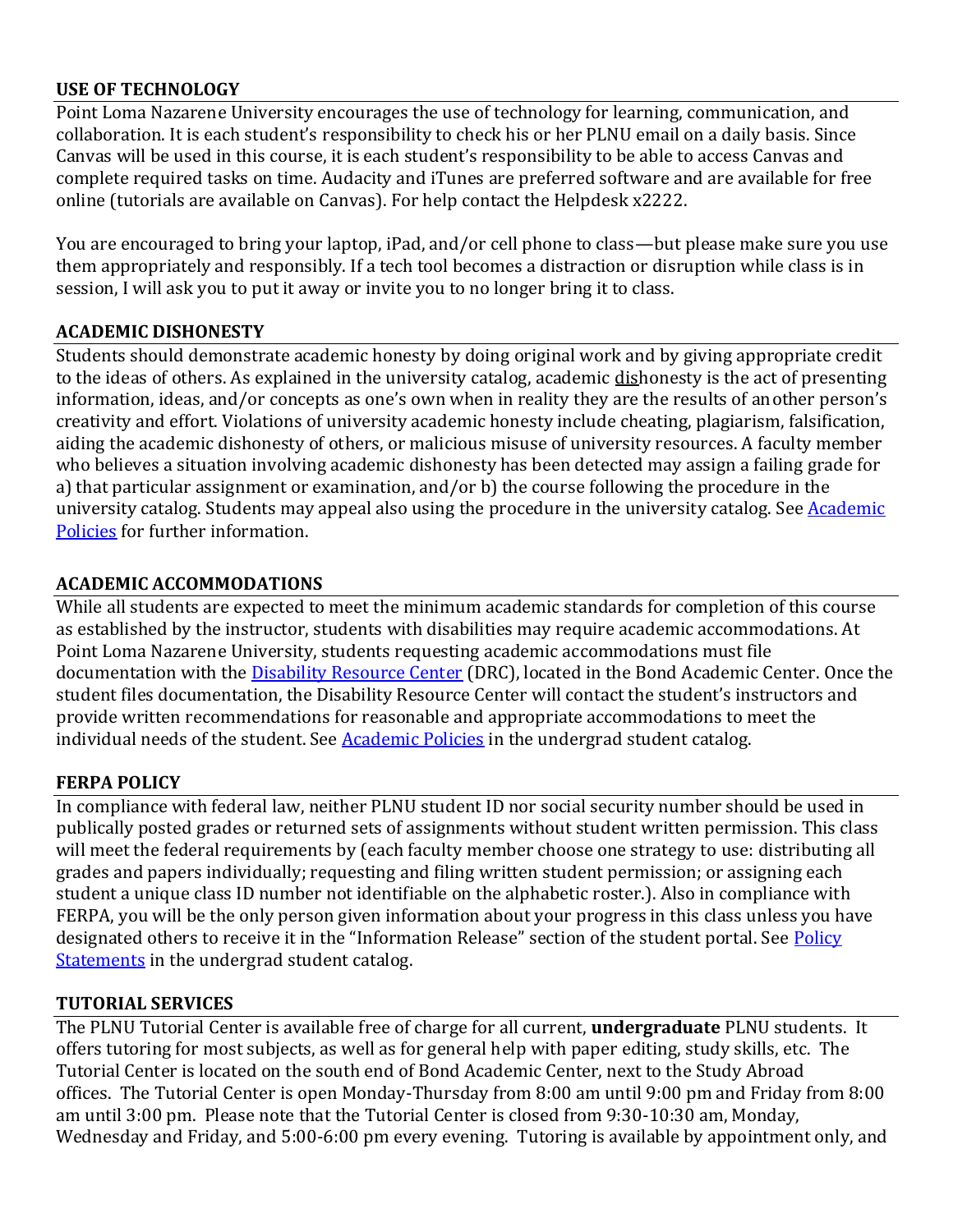## USE OF TECHNOLOGY

Point Loma Nazarene University encourages the use of technology for learning, communication, and collaboration. It is each student's responsibility to check his or her PLNU email on a daily basis. Since Canvas will be used in this course, it is each student's responsibility to be able to access Canvas and complete required tasks on time. Audacity and iTunes are preferred software and are available for free online (tutorials are available on Canvas). For help contact the Helpdesk x2222.

You are encouraged to bring your laptop, iPad, and/or cell phone to class—but please make sure you use them appropriately and responsibly. If a tech tool becomes a distraction or disruption while class is in session, I will ask you to put it away or invite you to no longer bring it to class.

## ACADEMIC DISHONESTY

Students should demonstrate academic honesty by doing original work and by giving appropriate credit to the ideas of others. As explained in the university catalog, academic dishonesty is the act of presenting information, ideas, and/or concepts as one's own when in reality they are the results of another person's creativity and effort. Violations of university academic honesty include cheating, plagiarism, falsification, aiding the academic dishonesty of others, or malicious misuse of university resources. A faculty member who believes a situation involving academic dishonesty has been detected may assign a failing grade for a) that particular assignment or examination, and/or b) the course following the procedure in the university catalog. Students may appeal also using the procedure in the university catalog. See Academic Policies for further information.

## ACADEMIC ACCOMMODATIONS

While all students are expected to meet the minimum academic standards for completion of this course as established by the instructor, students with disabilities may require academic accommodations. At Point Loma Nazarene University, students requesting academic accommodations must file documentation with the Disability Resource Center (DRC), located in the Bond Academic Center. Once the student files documentation, the Disability Resource Center will contact the student's instructors and provide written recommendations for reasonable and appropriate accommodations to meet the individual needs of the student. See Academic Policies in the undergrad student catalog.

## FERPA POLICY

In compliance with federal law, neither PLNU student ID nor social security number should be used in publically posted grades or returned sets of assignments without student written permission. This class will meet the federal requirements by (each faculty member choose one strategy to use: distributing all grades and papers individually; requesting and filing written student permission; or assigning each student a unique class ID number not identifiable on the alphabetic roster.). Also in compliance with FERPA, you will be the only person given information about your progress in this class unless you have designated others to receive it in the "Information Release" section of the student portal. See Policy Statements in the undergrad student catalog.

## TUTORIAL SERVICES

The PLNU Tutorial Center is available free of charge for all current, **undergraduate** PLNU students. It offers tutoring for most subjects, as well as for general help with paper editing, study skills, etc. The Tutorial Center is located on the south end of Bond Academic Center, next to the Study Abroad offices. The Tutorial Center is open Monday-Thursday from 8:00 am until 9:00 pm and Friday from 8:00 am until 3:00 pm. Please note that the Tutorial Center is closed from 9:30-10:30 am, Monday, Wednesday and Friday, and 5:00-6:00 pm every evening. Tutoring is available by appointment only, and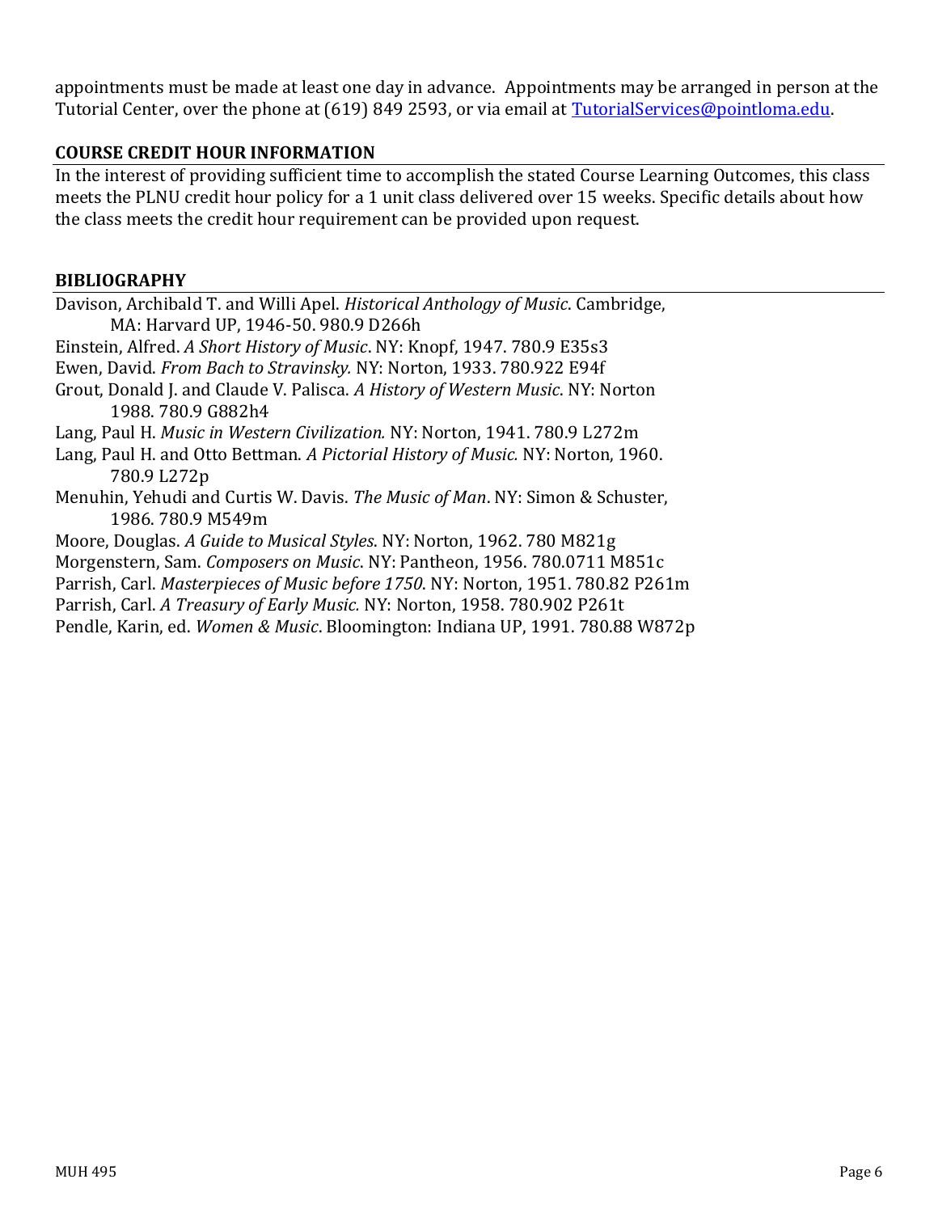appointments must be made at least one day in advance. Appointments may be arranged in person at the Tutorial Center, over the phone at (619) 849 2593, or via email at [TutorialServices@pointloma.edu](mailto:TutorialServices@pointloma.edu).

## COURSE CREDIT HOUR INFORMATION

In the interest of providing sufficient time to accomplish the stated Course Learning Outcomes, this class meets the PLNU credit hour policy for a 1 unit class delivered over 15 weeks. Specific details about how the class meets the credit hour requirement can be provided upon request.

## BIBLIOGRAPHY

Davison, Archibald T. and Willi Apel. *Historical Anthology of Music*. Cambridge, MA: Harvard UP, 1946-50. 980.9 D266h

Einstein, Alfred. *A Short History of Music*. NY: Knopf, 1947. 780.9 E35s3

Ewen, David. *From Bach to Stravinsky.* NY: Norton, 1933. 780.922 E94f

Grout, Donald J. and Claude V. Palisca. *A History of Western Music*. NY: Norton 1988. 780.9 G882h4

Lang, Paul H. *Music in Western Civilization.* NY: Norton, 1941. 780.9 L272m

Lang, Paul H. and Otto Bettman. *A Pictorial History of Music.* NY: Norton, 1960. 780.9 L272p

Menuhin, Yehudi and Curtis W. Davis. *The Music of Man*. NY: Simon & Schuster, 1986. 780.9 M549m

Moore, Douglas. *A Guide to Musical Styles*. NY: Norton, 1962. 780 M821g

Morgenstern, Sam. *Composers on Music*. NY: Pantheon, 1956. 780.0711 M851c

Parrish, Carl. *Masterpieces of Music before 1750*. NY: Norton, 1951. 780.82 P261m

Parrish, Carl. *A Treasury of Early Music.* NY: Norton, 1958. 780.902 P261t

Pendle, Karin, ed. *Women & Music*. Bloomington: Indiana UP, 1991. 780.88 W872p